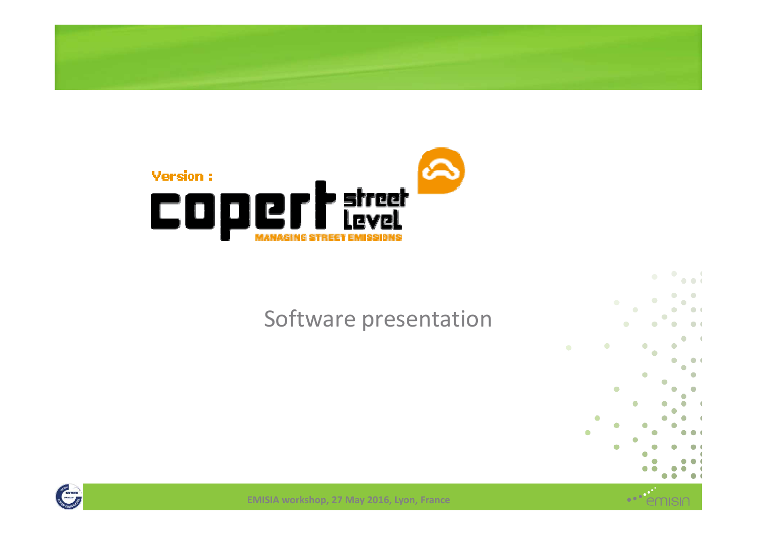Version :

# copert street level

MANAGING STREET EMISSIONS

## Software presentation

EMISIA workshop, 27 May 2016, Lyon, France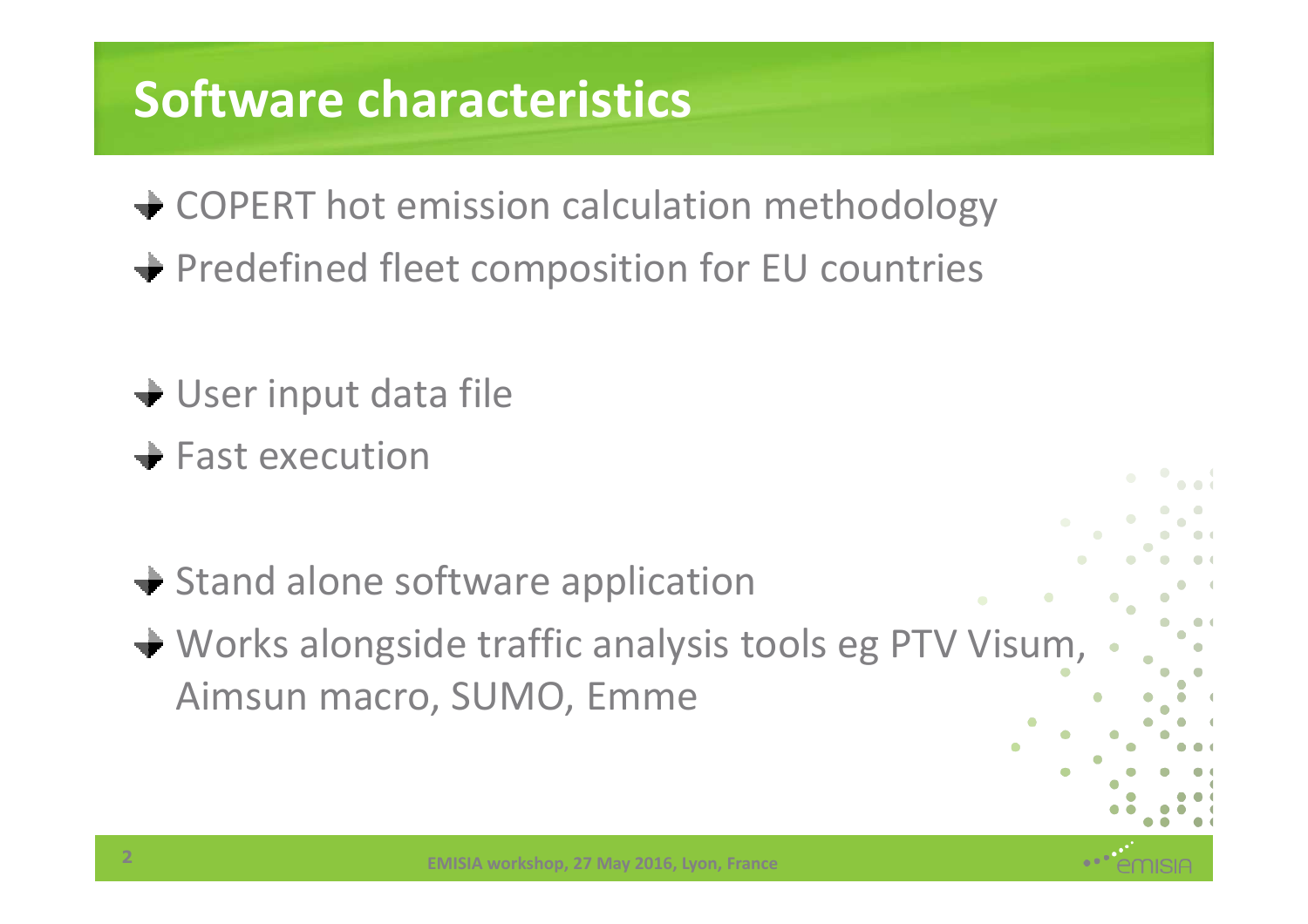# Software characteristics

- COPERT hot emission calculation methodology
- Predefined fleet composition for EU countries

- User input data file
- Fast execution

- Stand alone software application
- Works alongside traffic analysis tools eg PTV Visum, Aimsun macro, SUMO, Emme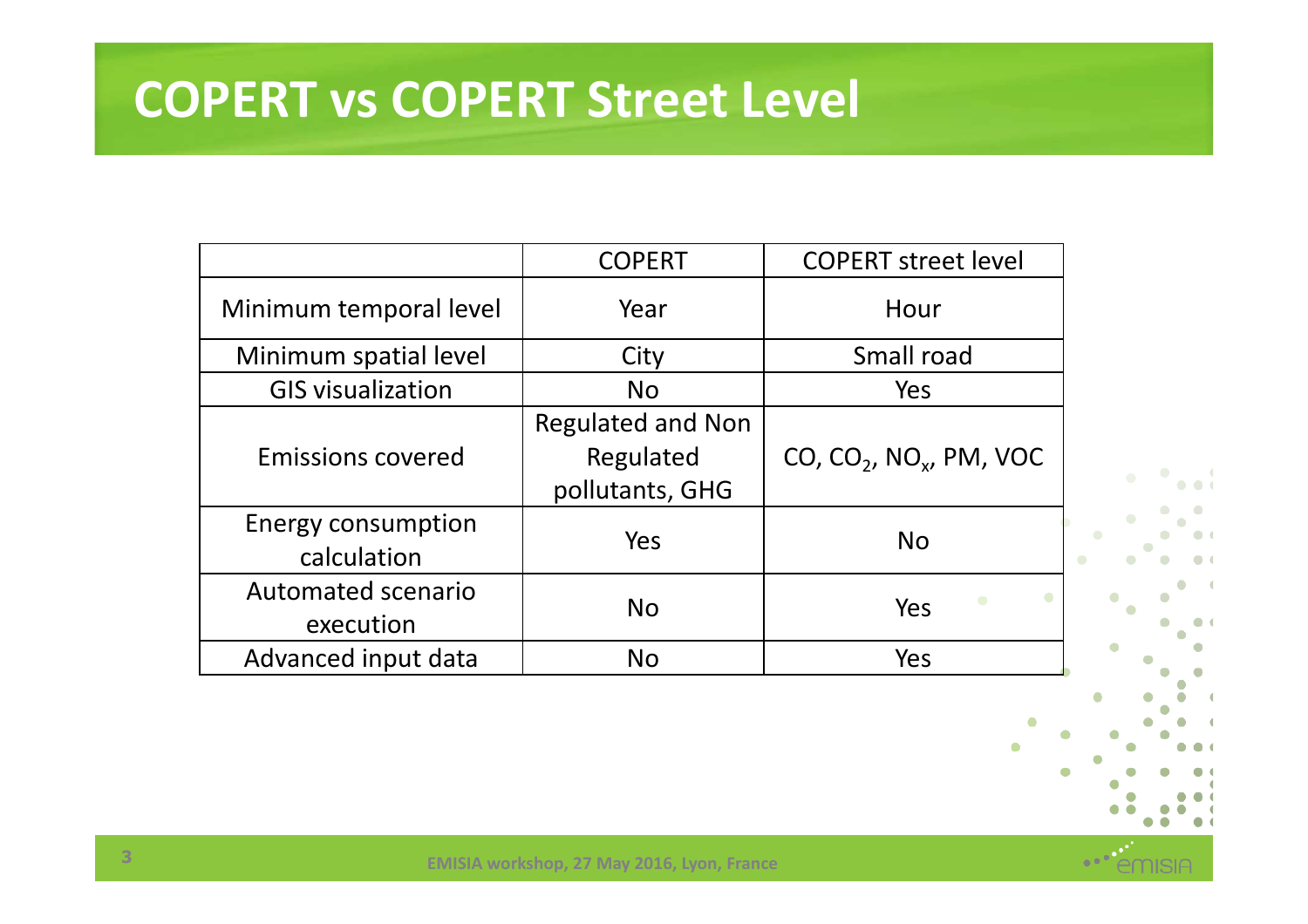# COPERT vs COPERT Street Level

| | COPERT | COPERT street level |
|---|---|---|
| Minimum temporal level | Year | Hour |
| Minimum spatial level | City | Small road |
| GIS visualization | No | Yes |
| Emissions covered | Regulated and Non Regulated pollutants, GHG | CO, $CO_2$, $NO_x$, PM, VOC |
| Energy consumption calculation | Yes | No |
| Automated scenario execution | No | Yes |
| Advanced input data | No | Yes |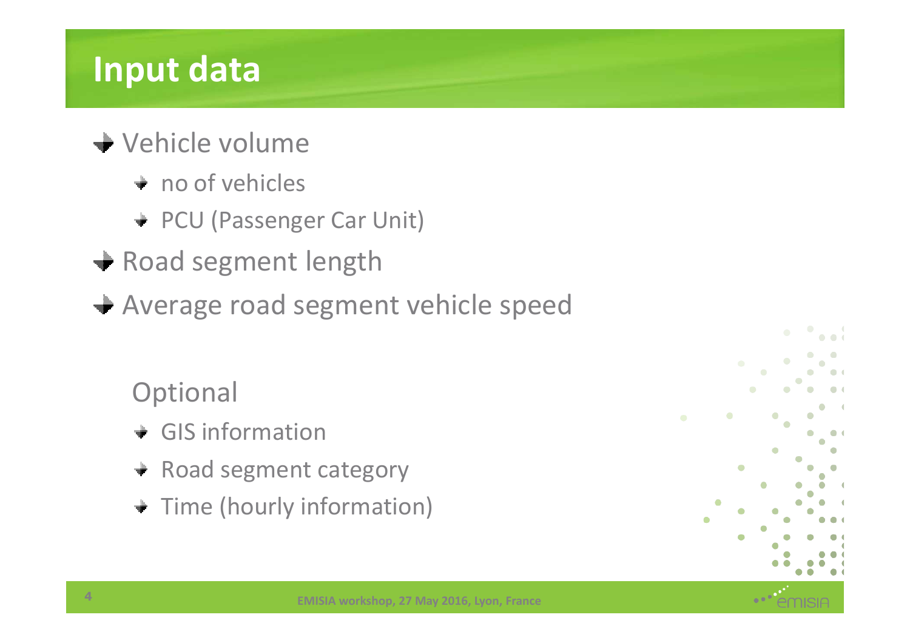# Input data

- Vehicle volume
  - no of vehicles
  - PCU (Passenger Car Unit)
- Road segment length
- Average road segment vehicle speed

Optional

- GIS information
- Road segment category
- Time (hourly information)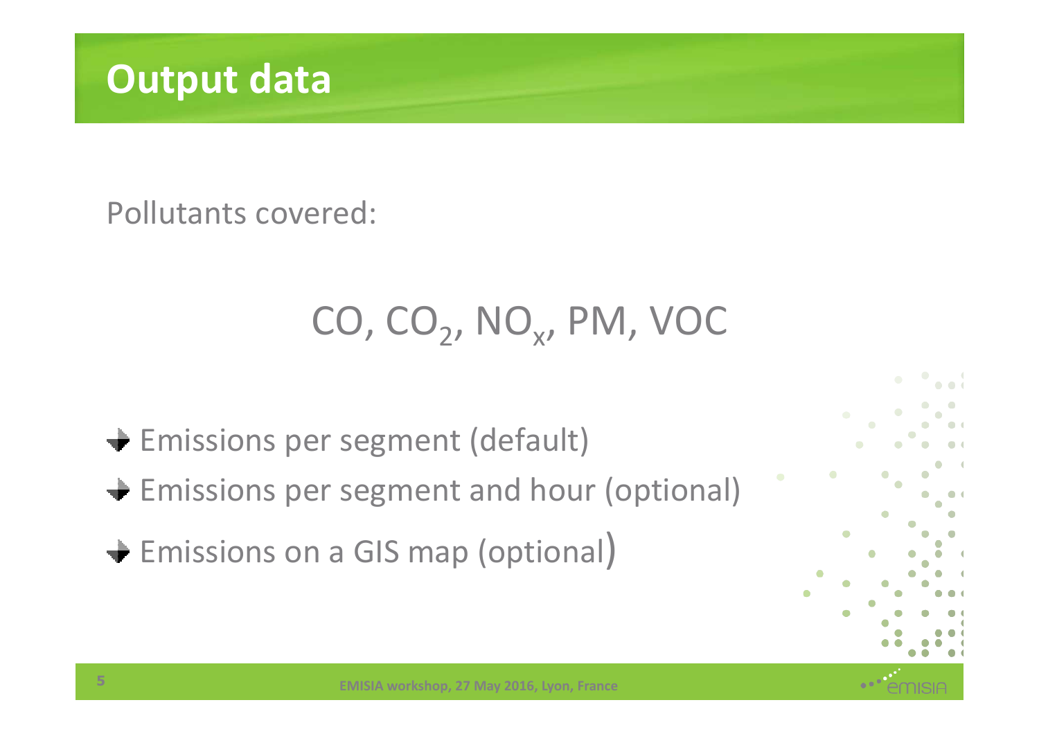# Output data

Pollutants covered:

$CO$, $CO_2$, $NO_x$, PM, VOC

- Emissions per segment (default)
- Emissions per segment and hour (optional)
- Emissions on a GIS map (optional)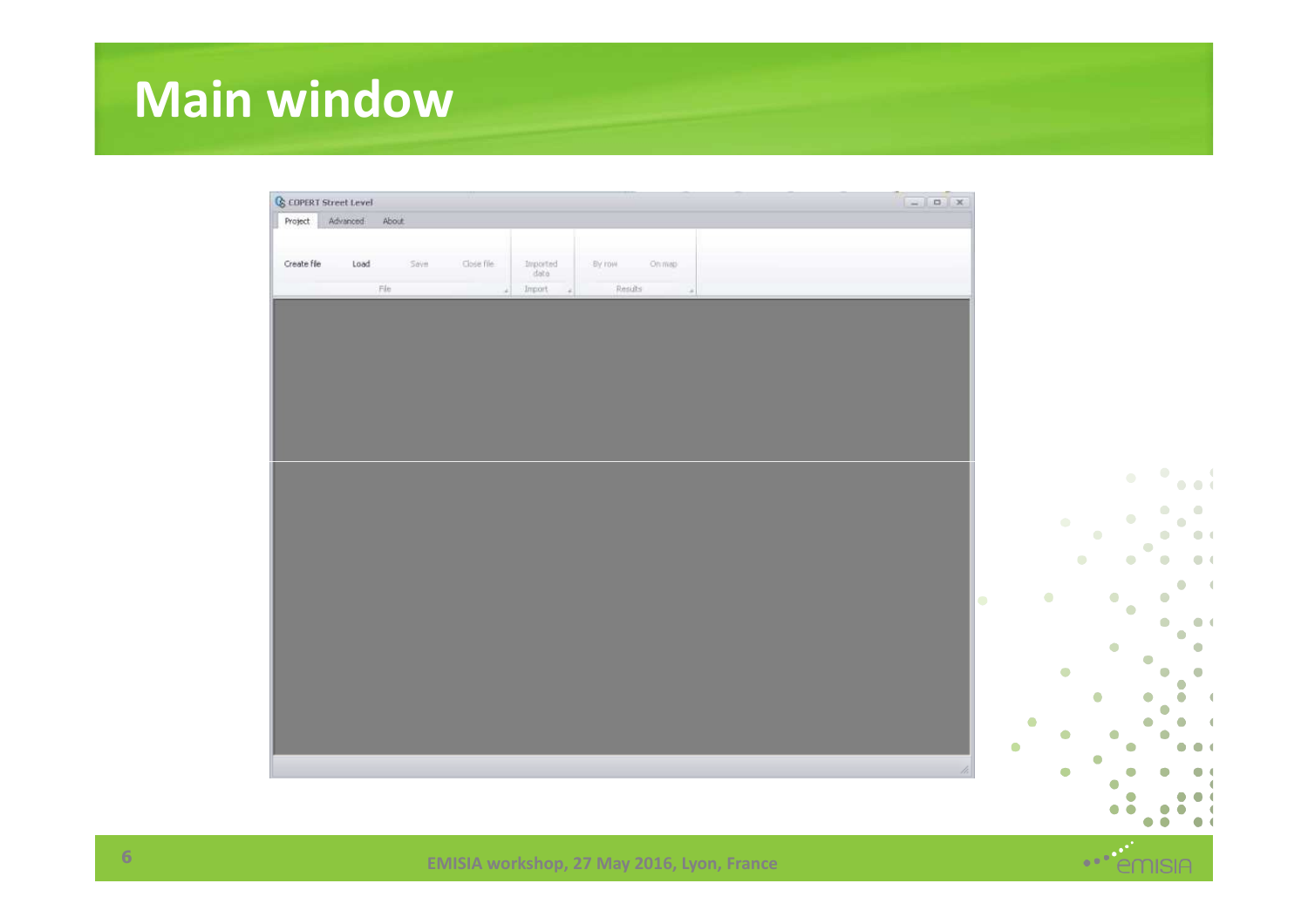# Main window

COPERT Street Level

Project | Advanced | About

Create file | Load | Save | Close file | Imported data | By row | On map

File | Import | Results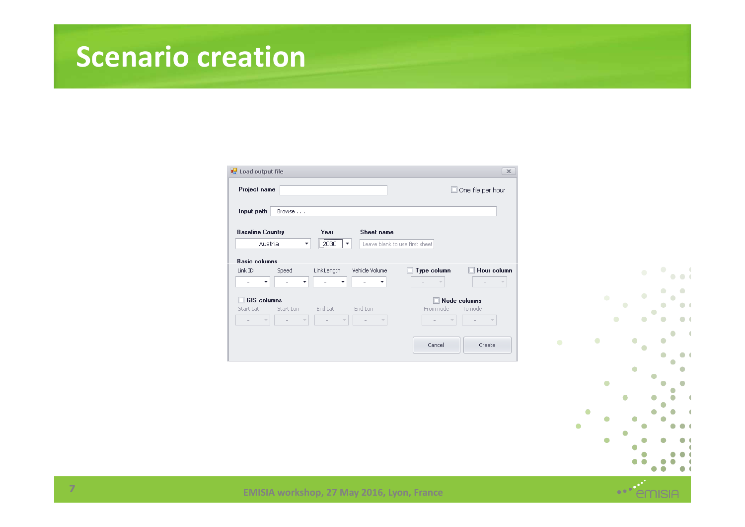# Scenario creation

**Load output file**

**Project name** | One file per hour

**Input path** Browse . . .

**Baseline Country**: Austria | **Year**: 2030 | **Sheet name**: Leave blank to use first sheet

**Basic columns**

Link ID | Speed | Link Length | Vehicle Volume | Type column | Hour column

GIS columns: Start Lat | Start Lon | End Lat | End Lon

Node columns: From node | To node

Cancel | Create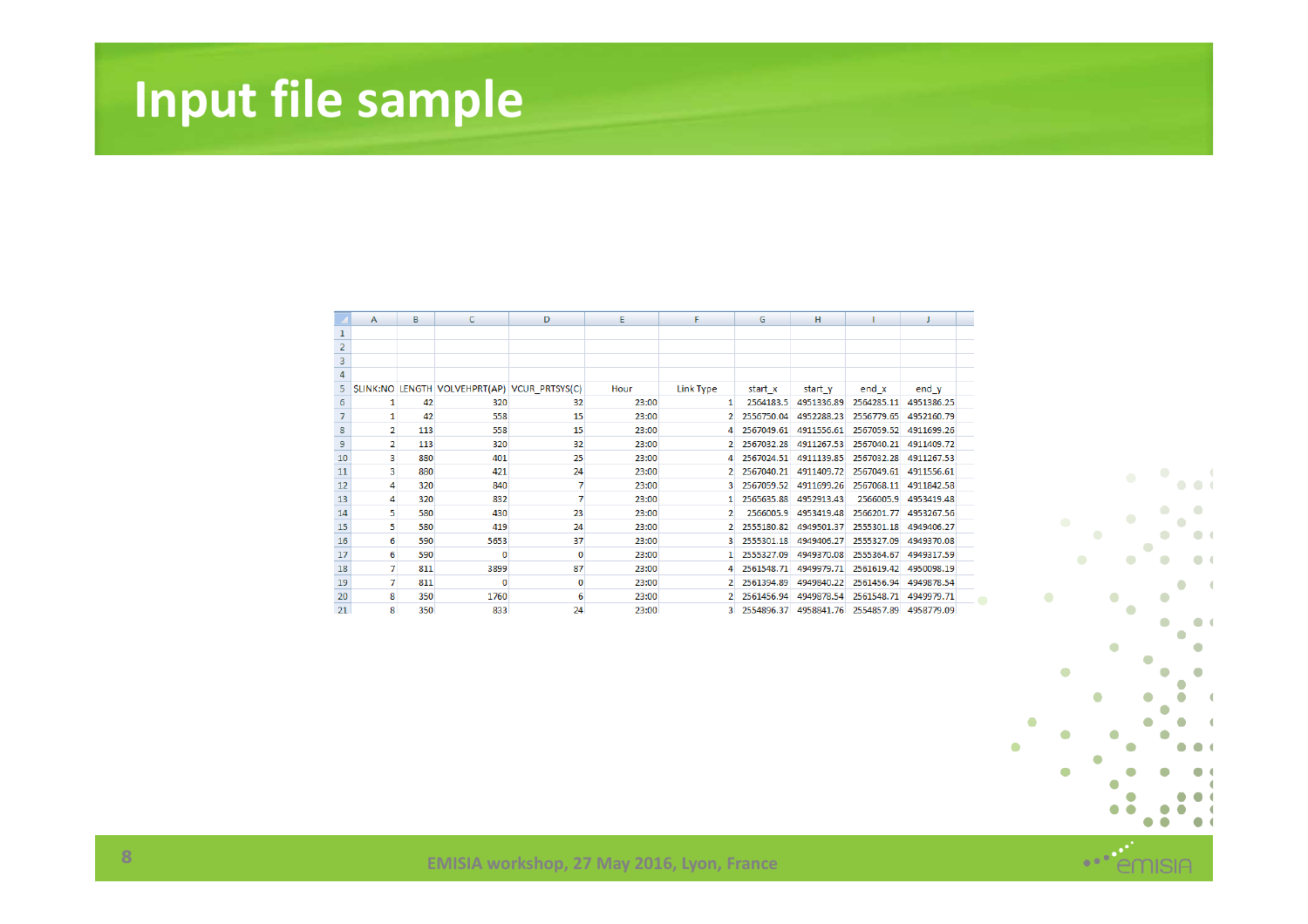# Input file sample

| $LINK:NO | LENGTH | VOLVEHPRT(AP) | VCUR_PRTSYS(C) | Hour | Link Type | start_x | start_y | end_x | end_y |
|---|---|---|---|---|---|---|---|---|---|
| 1 | 42 | 320 | 32 | 23:00 | 1 | 2564183.5 | 4951336.89 | 2564285.11 | 4951386.25 |
| 1 | 42 | 558 | 15 | 23:00 | 2 | 2556750.04 | 4952288.23 | 2556779.65 | 4952160.79 |
| 2 | 113 | 558 | 15 | 23:00 | 4 | 2567049.61 | 4911556.61 | 2567059.52 | 4911699.26 |
| 2 | 113 | 320 | 32 | 23:00 | 2 | 2567032.28 | 4911267.53 | 2567040.21 | 4911409.72 |
| 3 | 880 | 401 | 25 | 23:00 | 4 | 2567024.51 | 4911139.85 | 2567032.28 | 4911267.53 |
| 3 | 880 | 421 | 24 | 23:00 | 2 | 2567040.21 | 4911409.72 | 2567049.61 | 4911556.61 |
| 4 | 320 | 840 | 7 | 23:00 | 3 | 2567059.52 | 4911699.26 | 2567068.11 | 4911842.58 |
| 4 | 320 | 832 | 7 | 23:00 | 1 | 2565635.88 | 4952913.43 | 2566005.9 | 4953419.48 |
| 5 | 580 | 430 | 23 | 23:00 | 2 | 2566005.9 | 4953419.48 | 2566201.77 | 4953267.56 |
| 5 | 580 | 419 | 24 | 23:00 | 2 | 2555180.82 | 4949501.37 | 2555301.18 | 4949406.27 |
| 6 | 590 | 5653 | 37 | 23:00 | 3 | 2555301.18 | 4949406.27 | 2555327.09 | 4949370.08 |
| 6 | 590 | 0 | 0 | 23:00 | 1 | 2555327.09 | 4949370.08 | 2555364.67 | 4949317.59 |
| 7 | 811 | 3899 | 87 | 23:00 | 4 | 2561548.71 | 4949979.71 | 2561619.42 | 4950098.19 |
| 7 | 811 | 0 | 0 | 23:00 | 2 | 2561394.89 | 4949840.22 | 2561456.94 | 4949878.54 |
| 8 | 350 | 1760 | 6 | 23:00 | 2 | 2561456.94 | 4949878.54 | 2561548.71 | 4949979.71 |
| 8 | 350 | 833 | 24 | 23:00 | 3 | 2554896.37 | 4958841.76 | 2554857.89 | 4958779.09 |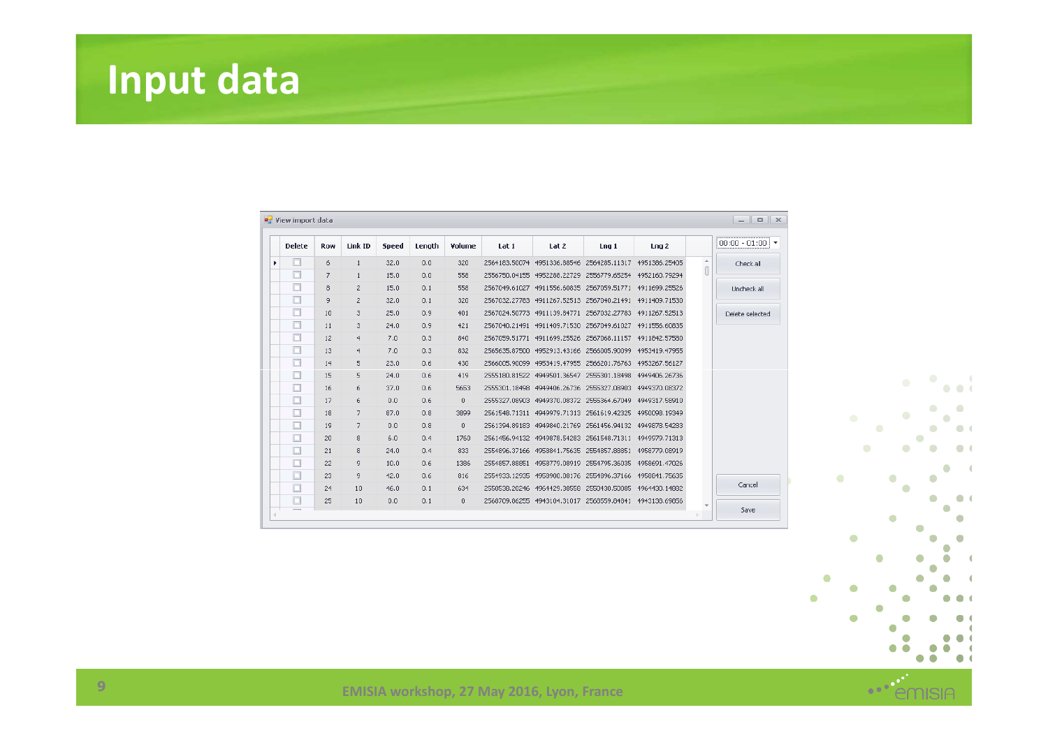# Input data

View import data

| Delete | Row | Link ID | Speed | Length | Volume | Lat 1 | Lat 2 | Lng 1 | Lng 2 |
|---|---|---|---|---|---|---|---|---|---|
| | 6 | 1 | 32.0 | 0.0 | 320 | 2564183.50074 | 4951336.88546 | 2564285.11317 | 4951386.25405 |
| | 7 | 1 | 15.0 | 0.0 | 558 | 2556750.04155 | 4952288.22729 | 2556779.65254 | 4952160.79294 |
| | 8 | 2 | 15.0 | 0.1 | 558 | 2567049.61027 | 4911556.60835 | 2567059.51771 | 4911699.25526 |
| | 9 | 2 | 32.0 | 0.1 | 320 | 2567032.27783 | 4911267.52513 | 2567040.21491 | 4911409.71530 |
| | 10 | 3 | 25.0 | 0.9 | 401 | 2567024.50773 | 4911139.84771 | 2567032.27783 | 4911267.52513 |
| | 11 | 3 | 24.0 | 0.9 | 421 | 2567040.21491 | 4911409.71530 | 2567049.61027 | 4911556.60835 |
| | 12 | 4 | 7.0 | 0.3 | 840 | 2567059.51771 | 4911699.25526 | 2567068.11157 | 4911842.57580 |
| | 13 | 4 | 7.0 | 0.3 | 832 | 2565635.87500 | 4952913.43166 | 2566005.90099 | 4953419.47955 |
| | 14 | 5 | 23.0 | 0.6 | 430 | 2566005.90099 | 4953419.47955 | 2566201.76763 | 4953267.56127 |
| | 15 | 5 | 24.0 | 0.6 | 419 | 2555180.81522 | 4949501.36547 | 2555301.18498 | 4949406.26736 |
| | 16 | 6 | 37.0 | 0.6 | 5653 | 2555301.18498 | 4949406.26736 | 2555327.08903 | 4949370.08372 |
| | 17 | 6 | 0.0 | 0.6 | 0 | 2555327.08903 | 4949370.08372 | 2555364.67049 | 4949317.58910 |
| | 18 | 7 | 87.0 | 0.8 | 3899 | 2561548.71311 | 4949979.71313 | 2561619.42325 | 4950098.19349 |
| | 19 | 7 | 0.0 | 0.8 | 0 | 2561394.89183 | 4949840.21769 | 2561456.94132 | 4949878.54283 |
| | 20 | 8 | 6.0 | 0.4 | 1760 | 2561456.94132 | 4949878.54283 | 2561548.71311 | 4949979.71313 |
| | 21 | 8 | 24.0 | 0.4 | 833 | 2554896.37166 | 4958841.75635 | 2554857.88851 | 4958779.08919 |
| | 22 | 9 | 10.0 | 0.6 | 1386 | 2554857.88851 | 4958779.08919 | 2554795.36035 | 4958691.47026 |
| | 23 | 9 | 42.0 | 0.6 | 816 | 2554933.12935 | 4958900.08176 | 2554896.37166 | 4958841.75635 |
| | 24 | 10 | 46.0 | 0.1 | 634 | 2550538.20246 | 4964429.38558 | 2550430.50085 | 4964430.14882 |
| | 25 | 10 | 0.0 | 0.1 | 0 | 2560709.86255 | 4943104.31017 | 2560559.84841 | 4943138.69858 |

00:00 - 01:00

Check all

Uncheck all

Delete selected

Cancel

Save

EMISIA workshop, 27 May 2016, Lyon, France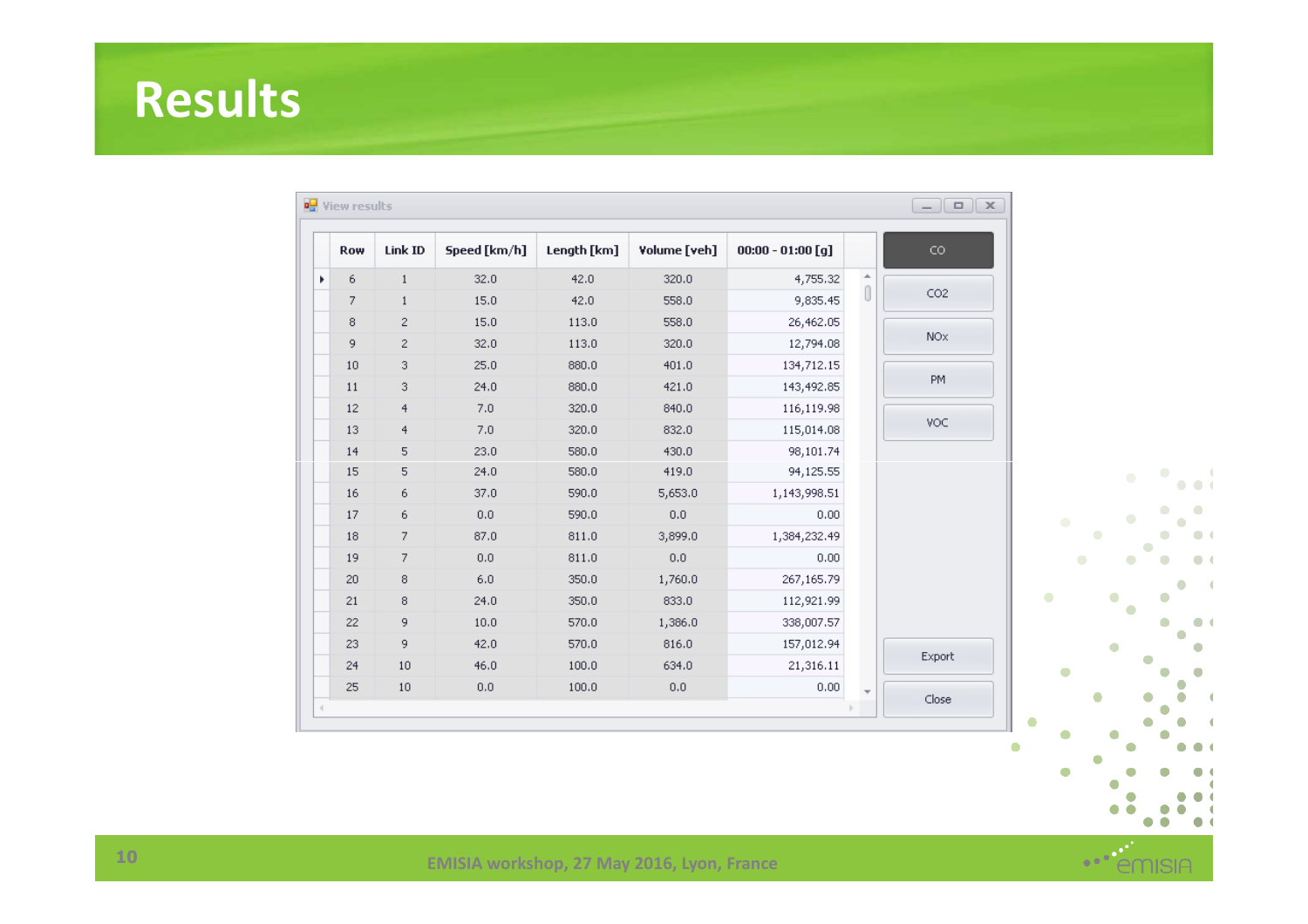# Results

View results

| Row | Link ID | Speed [km/h] | Length [km] | Volume [veh] | 00:00 - 01:00 [g] |
|---|---|---|---|---|---|
| 6 | 1 | 32.0 | 42.0 | 320.0 | 4,755.32 |
| 7 | 1 | 15.0 | 42.0 | 558.0 | 9,835.45 |
| 8 | 2 | 15.0 | 113.0 | 558.0 | 26,462.05 |
| 9 | 2 | 32.0 | 113.0 | 320.0 | 12,794.08 |
| 10 | 3 | 25.0 | 880.0 | 401.0 | 134,712.15 |
| 11 | 3 | 24.0 | 880.0 | 421.0 | 143,492.85 |
| 12 | 4 | 7.0 | 320.0 | 840.0 | 116,119.98 |
| 13 | 4 | 7.0 | 320.0 | 832.0 | 115,014.08 |
| 14 | 5 | 23.0 | 580.0 | 430.0 | 98,101.74 |
| 15 | 5 | 24.0 | 580.0 | 419.0 | 94,125.55 |
| 16 | 6 | 37.0 | 590.0 | 5,653.0 | 1,143,998.51 |
| 17 | 6 | 0.0 | 590.0 | 0.0 | 0.00 |
| 18 | 7 | 87.0 | 811.0 | 3,899.0 | 1,384,232.49 |
| 19 | 7 | 0.0 | 811.0 | 0.0 | 0.00 |
| 20 | 8 | 6.0 | 350.0 | 1,760.0 | 267,165.79 |
| 21 | 8 | 24.0 | 350.0 | 833.0 | 112,921.99 |
| 22 | 9 | 10.0 | 570.0 | 1,386.0 | 338,007.57 |
| 23 | 9 | 42.0 | 570.0 | 816.0 | 157,012.94 |
| 24 | 10 | 46.0 | 100.0 | 634.0 | 21,316.11 |
| 25 | 10 | 0.0 | 100.0 | 0.0 | 0.00 |

CO | CO2 | NOx | PM | VOC | Export | Close

EMISIA workshop, 27 May 2016, Lyon, France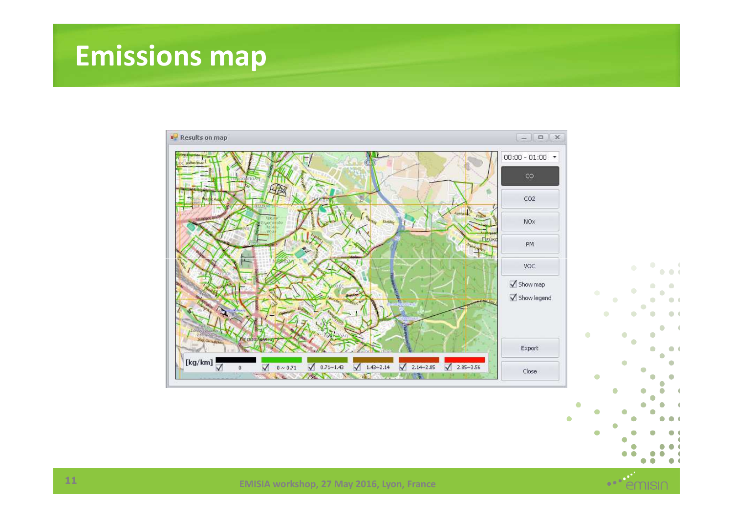# Emissions map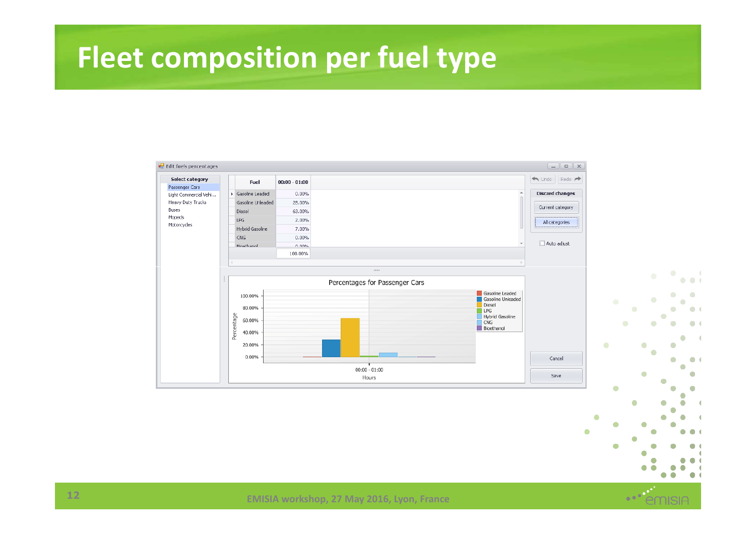# Fleet composition per fuel type

Edit fuels percentages

| Select category |
|---|
| Passenger Cars |
| Light Commercial Vehi... |
| Heavy Duty Trucks |
| Buses |
| Mopeds |
| Motorcycles |

| Fuel | 00:00 - 01:00 |
|---|---|
| Gasoline Leaded | 0.00% |
| Gasoline Unleaded | 28.00% |
| Diesel | 63.00% |
| LPG | 2.00% |
| Hybrid Gasoline | 7.00% |
| CNG | 0.00% |
| Bioethanol | 0.00% |
| | 100.00% |

Undo | Redo

Discard changes: Current category | All categories

Auto adjust

Percentages for Passenger Cars

Legend: Gasoline Leaded, Gasoline Unleaded, Diesel, LPG, Hybrid Gasoline, CNG, Bioethanol

Percentage (0.00% – 100.00%) vs Hours (00:00 - 01:00)

Cancel | Save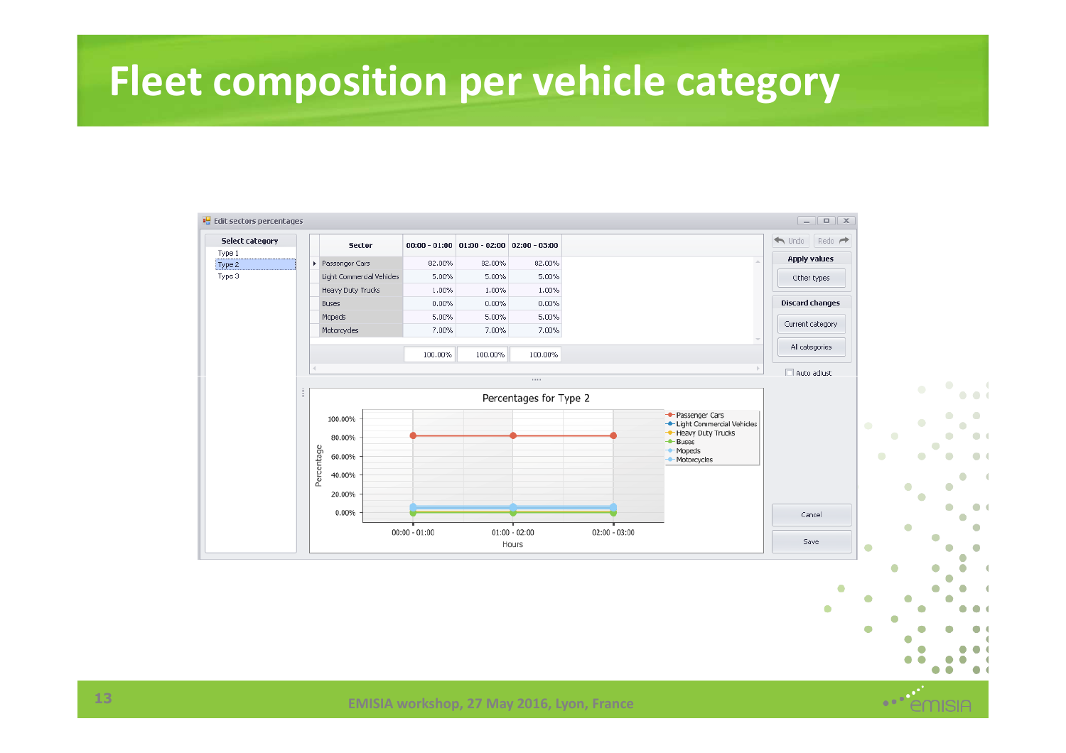# Fleet composition per vehicle category

Edit sectors percentages

**Select category**

- Type 1
- Type 2
- Type 3

| Sector | 00:00 - 01:00 | 01:00 - 02:00 | 02:00 - 03:00 |
|---|---|---|---|
| Passenger Cars | 82.00% | 82.00% | 82.00% |
| Light Commercial Vehicles | 5.00% | 5.00% | 5.00% |
| Heavy Duty Trucks | 1.00% | 1.00% | 1.00% |
| Buses | 0.00% | 0.00% | 0.00% |
| Mopeds | 5.00% | 5.00% | 5.00% |
| Motorcycles | 7.00% | 7.00% | 7.00% |
| | 100.00% | 100.00% | 100.00% |

Undo | Redo

**Apply values**

Other types

**Discard changes**

Current category

All categories

Auto adjust

Percentages for Type 2

Percentage: 100.00%, 80.00%, 60.00%, 40.00%, 20.00%, 0.00%

Hours: 00:00 - 01:00, 01:00 - 02:00, 02:00 - 03:00

Legend: Passenger Cars, Light Commercial Vehicles, Heavy Duty Trucks, Buses, Mopeds, Motorcycles

Cancel

Save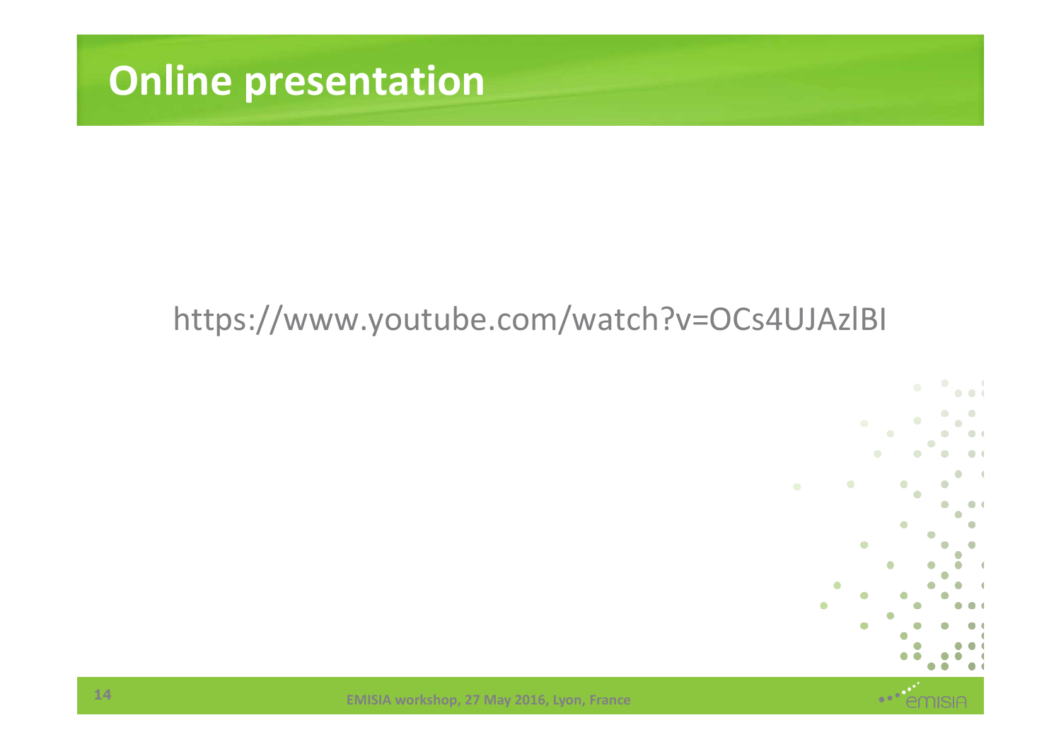# Online presentation

https://www.youtube.com/watch?v=OCs4UJAzlBI